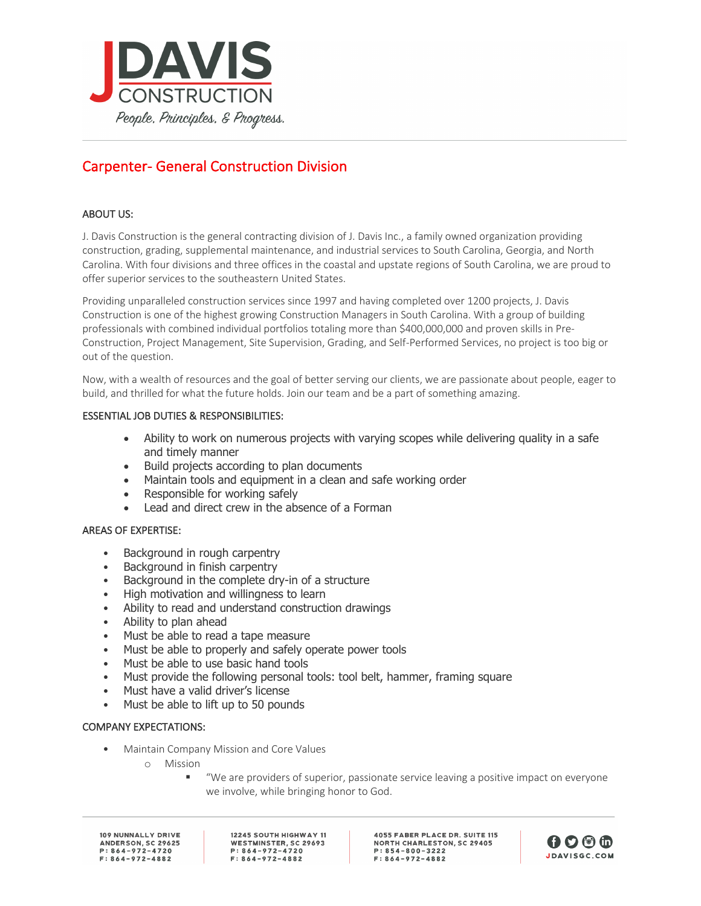# Carpenter- General Construction Division

ABOUT US:

J. Davis Construction is the general contracting division of J. Davis Inc., a family owned organization providing construction, grading, supplemental maintenance, and industrial services to South Carolina, Georgia, and North Carolina. With four divisions and three offices in the coastal and upstate regions of South Carolina, we are proud to offer superior services to the southeastern United States.

Providing unparalleled construction services since 1997 and having completed over 1200 projects, J. Davis Construction is one of the highest growing Construction Managers in South Carolina. With a group of building professionals with combined individual portfolios totaling more than $400,000,000 and proven skills in Pre-Construction, Project Management, Site Supervision, Grading, and Self-Performed Services, no project is too big or out of the question.

Now, with a wealth of resources and the goal of better serving our clients, we are passionate about people, eager to build, and thrilled for what the future holds. Join our team and be a part of something amazing.

ESSENTIAL JOB DUTIES & RESPONSIBILITIES:

- Ability to work on numerous projects with varying scopes while delivering quality in a safe and timely manner
- Build projects according to plan documents
- Maintain tools and equipment in a clean and safe working order
- Responsible for working safely
- Lead and direct crew in the absence of a Forman

AREAS OF EXPERTISE:

- Background in rough carpentry
- Background in finish carpentry
- Background in the complete dry-in of a structure
- High motivation and willingness to learn
- Ability to read and understand construction drawings
- Ability to plan ahead
- Must be able to read a tape measure
- Must be able to properly and safely operate power tools
- Must be able to use basic hand tools
- Must provide the following personal tools: tool belt, hammer, framing square
- Must have a valid driver's license
- Must be able to lift up to 50 pounds

COMPANY EXPECTATIONS:

- Maintain Company Mission and Core Values
  - Mission
    - "We are providers of superior, passionate service leaving a positive impact on everyone we involve, while bringing honor to God.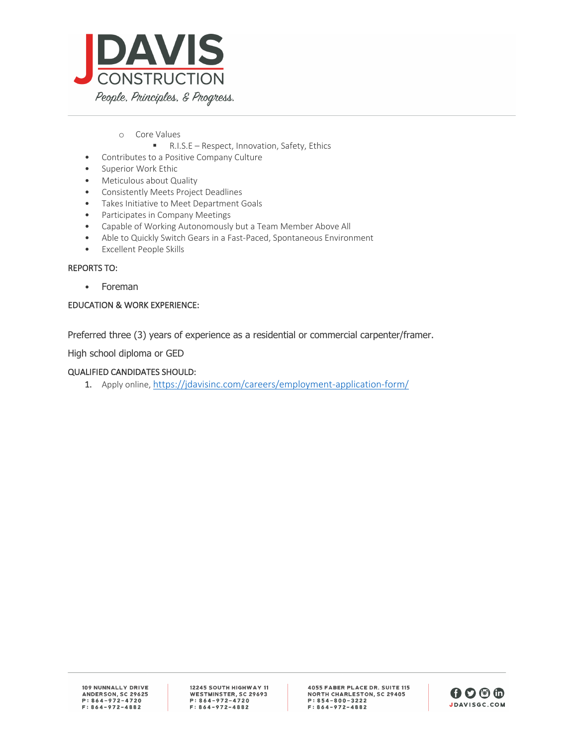- Core Values
    - R.I.S.E – Respect, Innovation, Safety, Ethics
- Contributes to a Positive Company Culture
- Superior Work Ethic
- Meticulous about Quality
- Consistently Meets Project Deadlines
- Takes Initiative to Meet Department Goals
- Participates in Company Meetings
- Capable of Working Autonomously but a Team Member Above All
- Able to Quickly Switch Gears in a Fast-Paced, Spontaneous Environment
- Excellent People Skills

REPORTS TO:

- Foreman

EDUCATION & WORK EXPERIENCE:

Preferred three (3) years of experience as a residential or commercial carpenter/framer.

High school diploma or GED

QUALIFIED CANDIDATES SHOULD:

1. Apply online, https://jdavisinc.com/careers/employment-application-form/